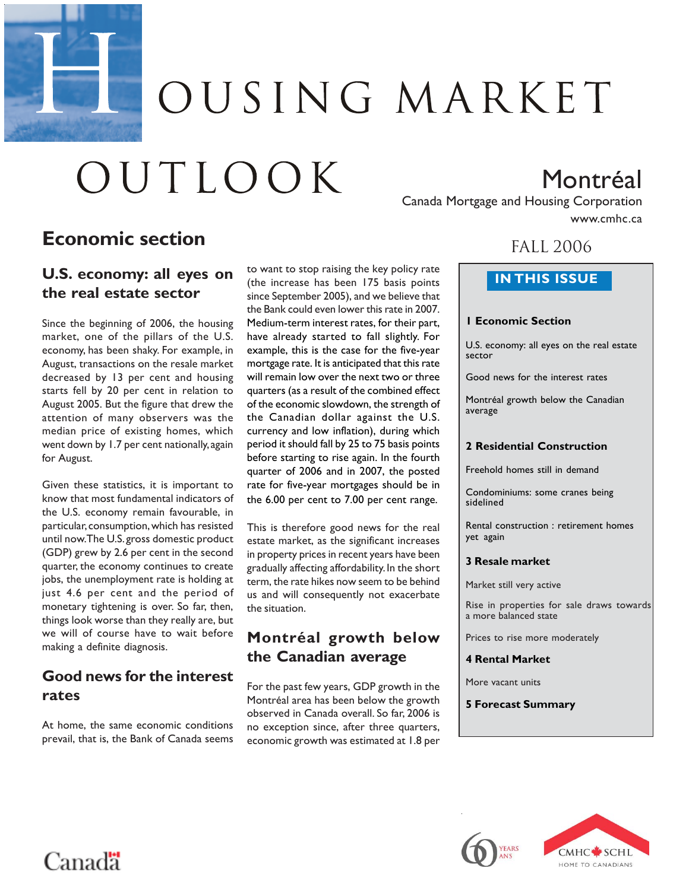# HOUSING MARKET OUTLOOK

# Montréal

Canada Mortgage and Housing Corporation

www.cmhc.ca

FALL 2006

## Economic section

### U.S. economy: all eyes on the real estate sector

Since the beginning of 2006, the housing market, one of the pillars of the U.S. economy, has been shaky. For example, in August, transactions on the resale market decreased by 13 per cent and housing starts fell by 20 per cent in relation to August 2005. But the figure that drew the attention of many observers was the median price of existing homes, which went down by 1.7 per cent nationally, again for August.

Given these statistics, it is important to know that most fundamental indicators of the U.S. economy remain favourable, in particular, consumption, which has resisted until now. The U.S. gross domestic product (GDP) grew by 2.6 per cent in the second quarter, the economy continues to create jobs, the unemployment rate is holding at just 4.6 per cent and the period of monetary tightening is over. So far, then, things look worse than they really are, but we will of course have to wait before making a definite diagnosis.

### Good news for the interest rates

At home, the same economic conditions prevail, that is, the Bank of Canada seems to want to stop raising the key policy rate (the increase has been 175 basis points since September 2005), and we believe that the Bank could even lower this rate in 2007. Medium-term interest rates, for their part, have already started to fall slightly. For example, this is the case for the five-year mortgage rate. It is anticipated that this rate will remain low over the next two or three quarters (as a result of the combined effect of the economic slowdown, the strength of the Canadian dollar against the U.S. currency and low inflation), during which period it should fall by 25 to 75 basis points before starting to rise again. In the fourth quarter of 2006 and in 2007, the posted rate for five-year mortgages should be in the 6.00 per cent to 7.00 per cent range.

This is therefore good news for the real estate market, as the significant increases in property prices in recent years have been gradually affecting affordability. In the short term, the rate hikes now seem to be behind us and will consequently not exacerbate the situation.

### Montréal growth below the Canadian average

For the past few years, GDP growth in the Montréal area has been below the growth observed in Canada overall. So far, 2006 is no exception since, after three quarters, economic growth was estimated at 1.8 per

---

**IN THIS ISSUE**

**1 Economic Section**

U.S. economy: all eyes on the real estate sector

Good news for the interest rates

Montréal growth below the Canadian average

**2 Residential Construction**

Freehold homes still in demand

Condominiums: some cranes being sidelined

Rental construction : retirement homes yet again

**3 Resale market**

Market still very active

Rise in properties for sale draws towards a more balanced state

Prices to rise more moderately

**4 Rental Market**

More vacant units

**5 Forecast Summary**

---

Canada

60 YEARS ANS

CMHC SCHL HOME TO CANADIANS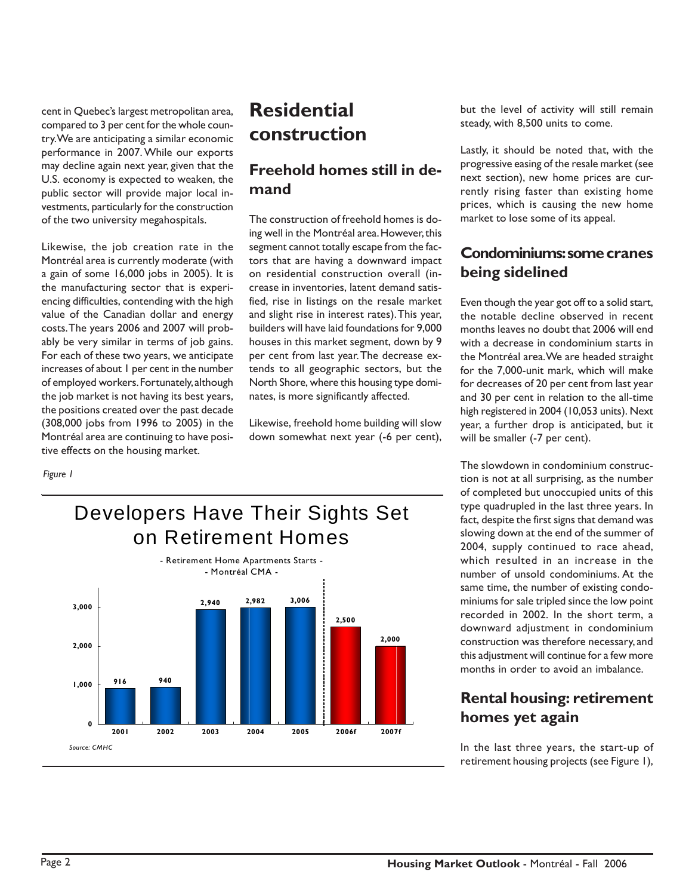cent in Quebec's largest metropolitan area, compared to 3 per cent for the whole country. We are anticipating a similar economic performance in 2007. While our exports may decline again next year, given that the U.S. economy is expected to weaken, the public sector will provide major local investments, particularly for the construction of the two university megahospitals.

Likewise, the job creation rate in the Montréal area is currently moderate (with a gain of some 16,000 jobs in 2005). It is the manufacturing sector that is experiencing difficulties, contending with the high value of the Canadian dollar and energy costs. The years 2006 and 2007 will probably be very similar in terms of job gains. For each of these two years, we anticipate increases of about 1 per cent in the number of employed workers. Fortunately, although the job market is not having its best years, the positions created over the past decade (308,000 jobs from 1996 to 2005) in the Montréal area are continuing to have positive effects on the housing market.

# Residential construction

## Freehold homes still in demand

The construction of freehold homes is doing well in the Montréal area. However, this segment cannot totally escape from the factors that are having a downward impact on residential construction overall (increase in inventories, latent demand satisfied, rise in listings on the resale market and slight rise in interest rates). This year, builders will have laid foundations for 9,000 houses in this market segment, down by 9 per cent from last year. The decrease extends to all geographic sectors, but the North Shore, where this housing type dominates, is more significantly affected.

Likewise, freehold home building will slow down somewhat next year (-6 per cent), but the level of activity will still remain steady, with 8,500 units to come.

Lastly, it should be noted that, with the progressive easing of the resale market (see next section), new home prices are currently rising faster than existing home prices, which is causing the new home market to lose some of its appeal.

## Condominiums: some cranes being sidelined

Even though the year got off to a solid start, the notable decline observed in recent months leaves no doubt that 2006 will end with a decrease in condominium starts in the Montréal area. We are headed straight for the 7,000-unit mark, which will make for decreases of 20 per cent from last year and 30 per cent in relation to the all-time high registered in 2004 (10,053 units). Next year, a further drop is anticipated, but it will be smaller (-7 per cent).

The slowdown in condominium construction is not at all surprising, as the number of completed but unoccupied units of this type quadrupled in the last three years. In fact, despite the first signs that demand was slowing down at the end of the summer of 2004, supply continued to race ahead, which resulted in an increase in the number of unsold condominiums. At the same time, the number of existing condominiums for sale tripled since the low point recorded in 2002. In the short term, a downward adjustment in condominium construction was therefore necessary, and this adjustment will continue for a few more months in order to avoid an imbalance.

## Rental housing: retirement homes yet again

In the last three years, the start-up of retirement housing projects (see Figure 1),

*Figure 1*

Developers Have Their Sights Set on Retirement Homes

- Retirement Home Apartments Starts -
- Montréal CMA -

0
1,000
2,000
3,000

916
940
2,940
2,982
3,006
2,500
2,000

2001
2002
2003
2004
2005
2006f
2007f

*Source: CMHC*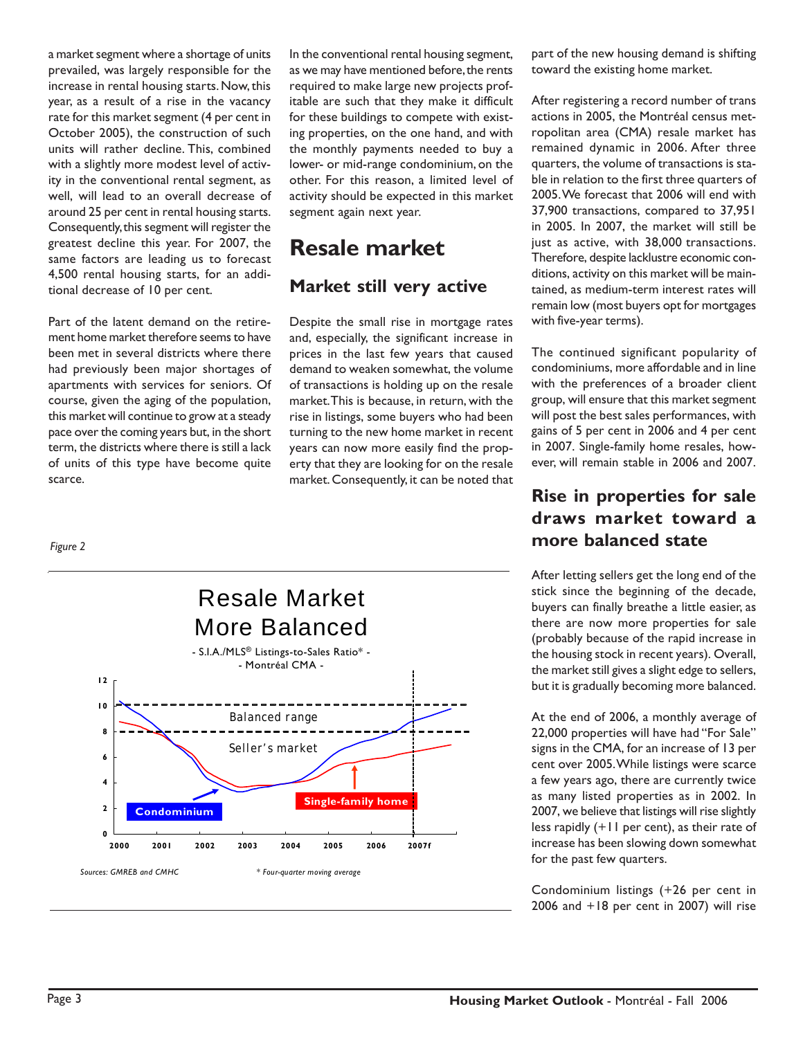a market segment where a shortage of units prevailed, was largely responsible for the increase in rental housing starts. Now, this year, as a result of a rise in the vacancy rate for this market segment (4 per cent in October 2005), the construction of such units will rather decline. This, combined with a slightly more modest level of activity in the conventional rental segment, as well, will lead to an overall decrease of around 25 per cent in rental housing starts. Consequently, this segment will register the greatest decline this year. For 2007, the same factors are leading us to forecast 4,500 rental housing starts, for an additional decrease of 10 per cent.

Part of the latent demand on the retirement home market therefore seems to have been met in several districts where there had previously been major shortages of apartments with services for seniors. Of course, given the aging of the population, this market will continue to grow at a steady pace over the coming years but, in the short term, the districts where there is still a lack of units of this type have become quite scarce.

In the conventional rental housing segment, as we may have mentioned before, the rents required to make large new projects profitable are such that they make it difficult for these buildings to compete with existing properties, on the one hand, and with the monthly payments needed to buy a lower- or mid-range condominium, on the other. For this reason, a limited level of activity should be expected in this market segment again next year.

# Resale market

## Market still very active

Despite the small rise in mortgage rates and, especially, the significant increase in prices in the last few years that caused demand to weaken somewhat, the volume of transactions is holding up on the resale market. This is because, in return, with the rise in listings, some buyers who had been turning to the new home market in recent years can now more easily find the property that they are looking for on the resale market. Consequently, it can be noted that part of the new housing demand is shifting toward the existing home market.

After registering a record number of transactions in 2005, the Montréal census metropolitan area (CMA) resale market has remained dynamic in 2006. After three quarters, the volume of transactions is stable in relation to the first three quarters of 2005. We forecast that 2006 will end with 37,900 transactions, compared to 37,951 in 2005. In 2007, the market will still be just as active, with 38,000 transactions. Therefore, despite lacklustre economic conditions, activity on this market will be maintained, as medium-term interest rates will remain low (most buyers opt for mortgages with five-year terms).

The continued significant popularity of condominiums, more affordable and in line with the preferences of a broader client group, will ensure that this market segment will post the best sales performances, with gains of 5 per cent in 2006 and 4 per cent in 2007. Single-family home resales, however, will remain stable in 2006 and 2007.

*Figure 2*

Resale Market
More Balanced

- S.I.A./MLS® Listings-to-Sales Ratio* -
- Montréal CMA -

12
10
8
6
4
2
0

2000 2001 2002 2003 2004 2005 2006 2007f

Balanced range

Seller's market

Condominium

Single-family home

*Sources: GMREB and CMHC*

*\* Four-quarter moving average*

## Rise in properties for sale draws market toward a more balanced state

After letting sellers get the long end of the stick since the beginning of the decade, buyers can finally breathe a little easier, as there are now more properties for sale (probably because of the rapid increase in the housing stock in recent years). Overall, the market still gives a slight edge to sellers, but it is gradually becoming more balanced.

At the end of 2006, a monthly average of 22,000 properties will have had "For Sale" signs in the CMA, for an increase of 13 per cent over 2005. While listings were scarce a few years ago, there are currently twice as many listed properties as in 2002. In 2007, we believe that listings will rise slightly less rapidly (+11 per cent), as their rate of increase has been slowing down somewhat for the past few quarters.

Condominium listings (+26 per cent in 2006 and +18 per cent in 2007) will rise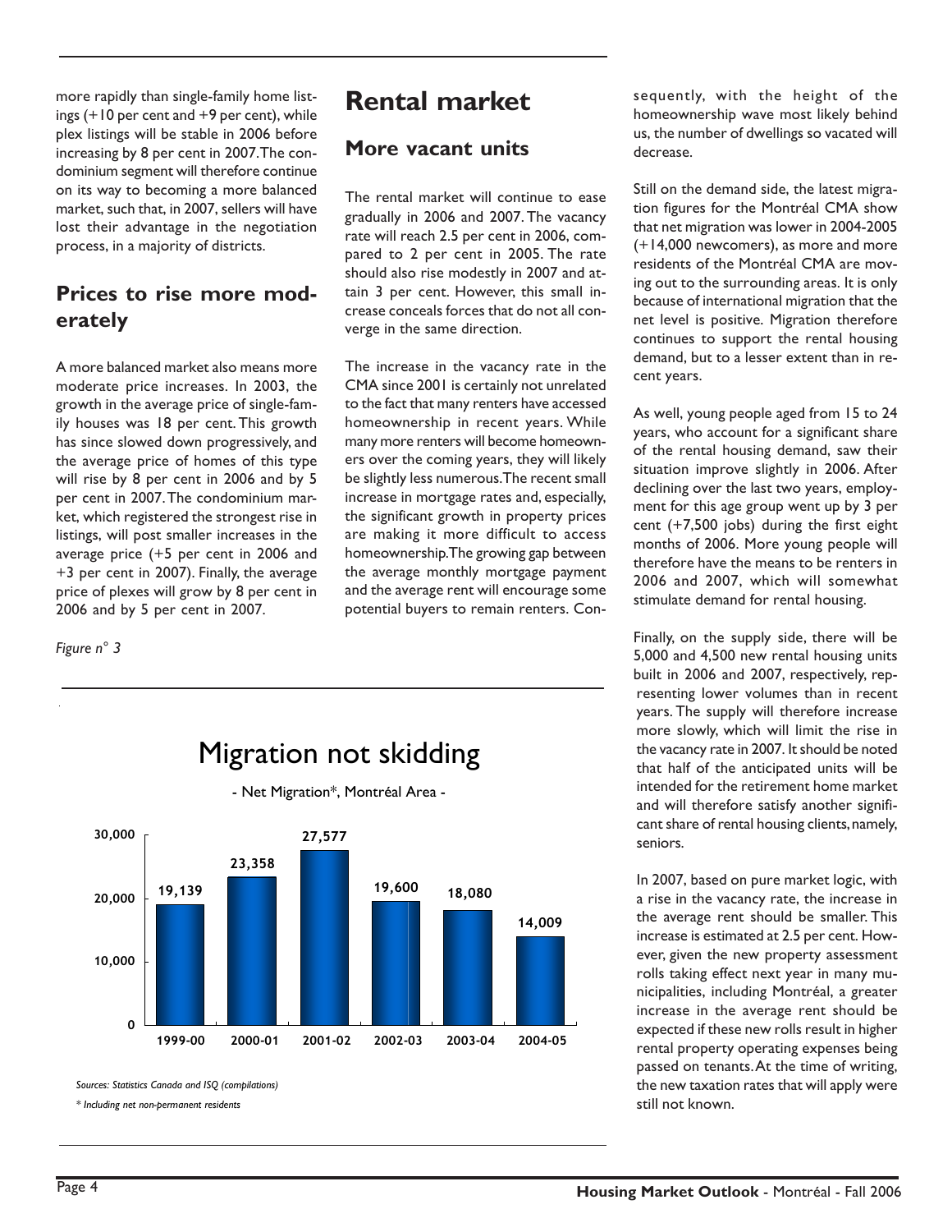more rapidly than single-family home listings (+10 per cent and +9 per cent), while plex listings will be stable in 2006 before increasing by 8 per cent in 2007. The condominium segment will therefore continue on its way to becoming a more balanced market, such that, in 2007, sellers will have lost their advantage in the negotiation process, in a majority of districts.

### Prices to rise more moderately

A more balanced market also means more moderate price increases. In 2003, the growth in the average price of single-family houses was 18 per cent. This growth has since slowed down progressively, and the average price of homes of this type will rise by 8 per cent in 2006 and by 5 per cent in 2007. The condominium market, which registered the strongest rise in listings, will post smaller increases in the average price (+5 per cent in 2006 and +3 per cent in 2007). Finally, the average price of plexes will grow by 8 per cent in 2006 and by 5 per cent in 2007.

*Figure n° 3*

Migration not skidding

- Net Migration*, Montréal Area -

30,000
20,000
10,000
0

19,139
23,358
27,577
19,600
18,080
14,009

1999-00
2000-01
2001-02
2002-03
2003-04
2004-05

*Sources: Statistics Canada and ISQ (compilations)*

*\* Including net non-permanent residents*

## Rental market

### More vacant units

The rental market will continue to ease gradually in 2006 and 2007. The vacancy rate will reach 2.5 per cent in 2006, compared to 2 per cent in 2005. The rate should also rise modestly in 2007 and attain 3 per cent. However, this small increase conceals forces that do not all converge in the same direction.

The increase in the vacancy rate in the CMA since 2001 is certainly not unrelated to the fact that many renters have accessed homeownership in recent years. While many more renters will become homeowners over the coming years, they will likely be slightly less numerous. The recent small increase in mortgage rates and, especially, the significant growth in property prices are making it more difficult to access homeownership. The growing gap between the average monthly mortgage payment and the average rent will encourage some potential buyers to remain renters. Consequently, with the height of the homeownership wave most likely behind us, the number of dwellings so vacated will decrease.

Still on the demand side, the latest migration figures for the Montréal CMA show that net migration was lower in 2004-2005 (+14,000 newcomers), as more and more residents of the Montréal CMA are moving out to the surrounding areas. It is only because of international migration that the net level is positive. Migration therefore continues to support the rental housing demand, but to a lesser extent than in recent years.

As well, young people aged from 15 to 24 years, who account for a significant share of the rental housing demand, saw their situation improve slightly in 2006. After declining over the last two years, employment for this age group went up by 3 per cent (+7,500 jobs) during the first eight months of 2006. More young people will therefore have the means to be renters in 2006 and 2007, which will somewhat stimulate demand for rental housing.

Finally, on the supply side, there will be 5,000 and 4,500 new rental housing units built in 2006 and 2007, respectively, representing lower volumes than in recent years. The supply will therefore increase more slowly, which will limit the rise in the vacancy rate in 2007. It should be noted that half of the anticipated units will be intended for the retirement home market and will therefore satisfy another significant share of rental housing clients, namely, seniors.

In 2007, based on pure market logic, with a rise in the vacancy rate, the increase in the average rent should be smaller. This increase is estimated at 2.5 per cent. However, given the new property assessment rolls taking effect next year in many municipalities, including Montréal, a greater increase in the average rent should be expected if these new rolls result in higher rental property operating expenses being passed on tenants. At the time of writing, the new taxation rates that will apply were still not known.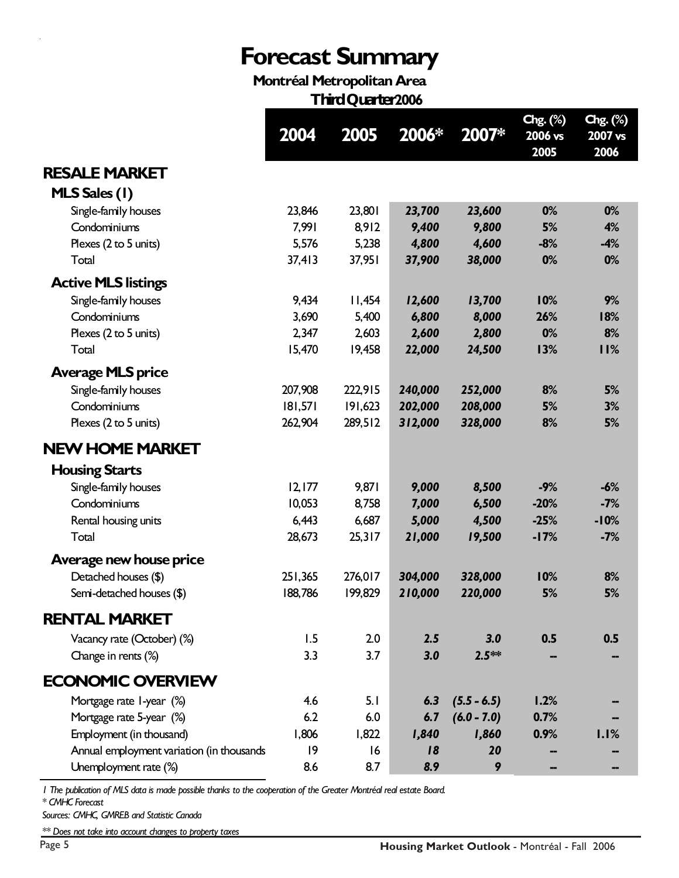# Forecast Summary

**Montréal Metropolitan Area**

**Third Quarter 2006**

| | 2004 | 2005 | 2006* | 2007* | Chg. (%) 2006 vs 2005 | Chg. (%) 2007 vs 2006 |
|---|---|---|---|---|---|---|
| **RESALE MARKET** | | | | | | |
| **MLS Sales (1)** | | | | | | |
| Single-family houses | 23,846 | 23,801 | *23,700* | *23,600* | 0% | 0% |
| Condominiums | 7,991 | 8,912 | *9,400* | *9,800* | 5% | 4% |
| Plexes (2 to 5 units) | 5,576 | 5,238 | *4,800* | *4,600* | -8% | -4% |
| Total | 37,413 | 37,951 | *37,900* | *38,000* | 0% | 0% |
| **Active MLS listings** | | | | | | |
| Single-family houses | 9,434 | 11,454 | *12,600* | *13,700* | 10% | 9% |
| Condominiums | 3,690 | 5,400 | *6,800* | *8,000* | 26% | 18% |
| Plexes (2 to 5 units) | 2,347 | 2,603 | *2,600* | *2,800* | 0% | 8% |
| Total | 15,470 | 19,458 | *22,000* | *24,500* | 13% | 11% |
| **Average MLS price** | | | | | | |
| Single-family houses | 207,908 | 222,915 | *240,000* | *252,000* | 8% | 5% |
| Condominiums | 181,571 | 191,623 | *202,000* | *208,000* | 5% | 3% |
| Plexes (2 to 5 units) | 262,904 | 289,512 | *312,000* | *328,000* | 8% | 5% |
| **NEW HOME MARKET** | | | | | | |
| **Housing Starts** | | | | | | |
| Single-family houses | 12,177 | 9,871 | *9,000* | *8,500* | -9% | -6% |
| Condominiums | 10,053 | 8,758 | *7,000* | *6,500* | -20% | -7% |
| Rental housing units | 6,443 | 6,687 | *5,000* | *4,500* | -25% | -10% |
| Total | 28,673 | 25,317 | *21,000* | *19,500* | -17% | -7% |
| **Average new house price** | | | | | | |
| Detached houses ($) | 251,365 | 276,017 | *304,000* | *328,000* | 10% | 8% |
| Semi-detached houses ($) | 188,786 | 199,829 | *210,000* | *220,000* | 5% | 5% |
| **RENTAL MARKET** | | | | | | |
| Vacancy rate (October) (%) | 1.5 | 2.0 | *2.5* | *3.0* | 0.5 | 0.5 |
| Change in rents (%) | 3.3 | 3.7 | *3.0* | *2.5*** | -- | -- |
| **ECONOMIC OVERVIEW** | | | | | | |
| Mortgage rate 1-year (%) | 4.6 | 5.1 | *6.3* | *(5.5 - 6.5)* | 1.2% | -- |
| Mortgage rate 5-year (%) | 6.2 | 6.0 | *6.7* | *(6.0 - 7.0)* | 0.7% | -- |
| Employment (in thousand) | 1,806 | 1,822 | *1,840* | *1,860* | 0.9% | 1.1% |
| Annual employment variation (in thousands | 19 | 16 | *18* | *20* | -- | -- |
| Unemployment rate (%) | 8.6 | 8.7 | *8.9* | *9* | -- | -- |

*1 The publication of MLS data is made possible thanks to the cooperation of the Greater Montréal real estate Board.*

*\* CMHC Forecast*

*Sources: CMHC, GMREB and Statistic Canada*

*\*\* Does not take into account changes to property taxes*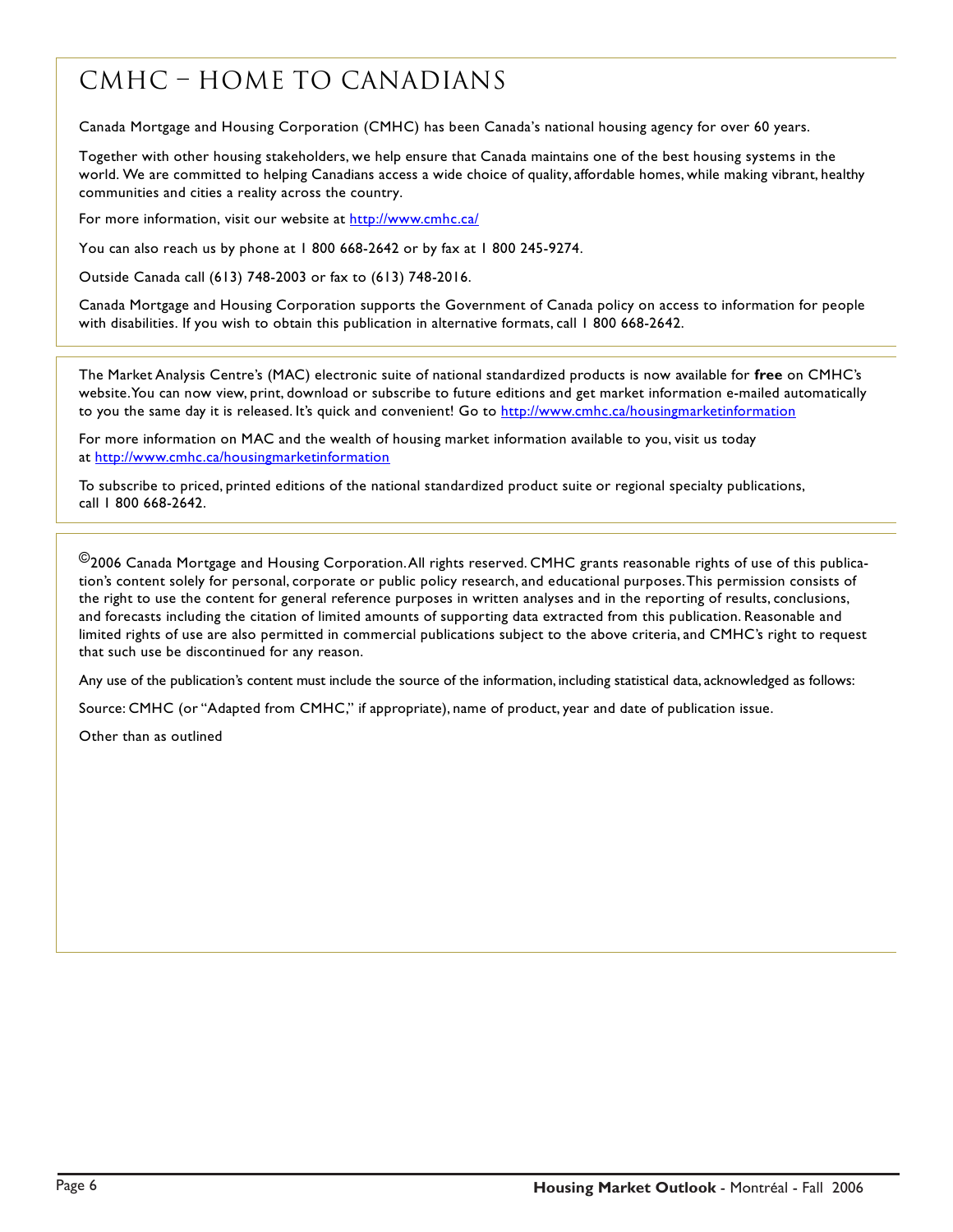# CMHC – HOME TO CANADIANS

Canada Mortgage and Housing Corporation (CMHC) has been Canada's national housing agency for over 60 years.

Together with other housing stakeholders, we help ensure that Canada maintains one of the best housing systems in the world. We are committed to helping Canadians access a wide choice of quality, affordable homes, while making vibrant, healthy communities and cities a reality across the country.

For more information, visit our website at http://www.cmhc.ca/

You can also reach us by phone at 1 800 668-2642 or by fax at 1 800 245-9274.

Outside Canada call (613) 748-2003 or fax to (613) 748-2016.

Canada Mortgage and Housing Corporation supports the Government of Canada policy on access to information for people with disabilities. If you wish to obtain this publication in alternative formats, call 1 800 668-2642.

The Market Analysis Centre's (MAC) electronic suite of national standardized products is now available for **free** on CMHC's website. You can now view, print, download or subscribe to future editions and get market information e-mailed automatically to you the same day it is released. It's quick and convenient! Go to http://www.cmhc.ca/housingmarketinformation

For more information on MAC and the wealth of housing market information available to you, visit us today at http://www.cmhc.ca/housingmarketinformation

To subscribe to priced, printed editions of the national standardized product suite or regional specialty publications, call 1 800 668-2642.

©2006 Canada Mortgage and Housing Corporation. All rights reserved. CMHC grants reasonable rights of use of this publication's content solely for personal, corporate or public policy research, and educational purposes. This permission consists of the right to use the content for general reference purposes in written analyses and in the reporting of results, conclusions, and forecasts including the citation of limited amounts of supporting data extracted from this publication. Reasonable and limited rights of use are also permitted in commercial publications subject to the above criteria, and CMHC's right to request that such use be discontinued for any reason.

Any use of the publication's content must include the source of the information, including statistical data, acknowledged as follows:

Source: CMHC (or "Adapted from CMHC," if appropriate), name of product, year and date of publication issue.

Other than as outlined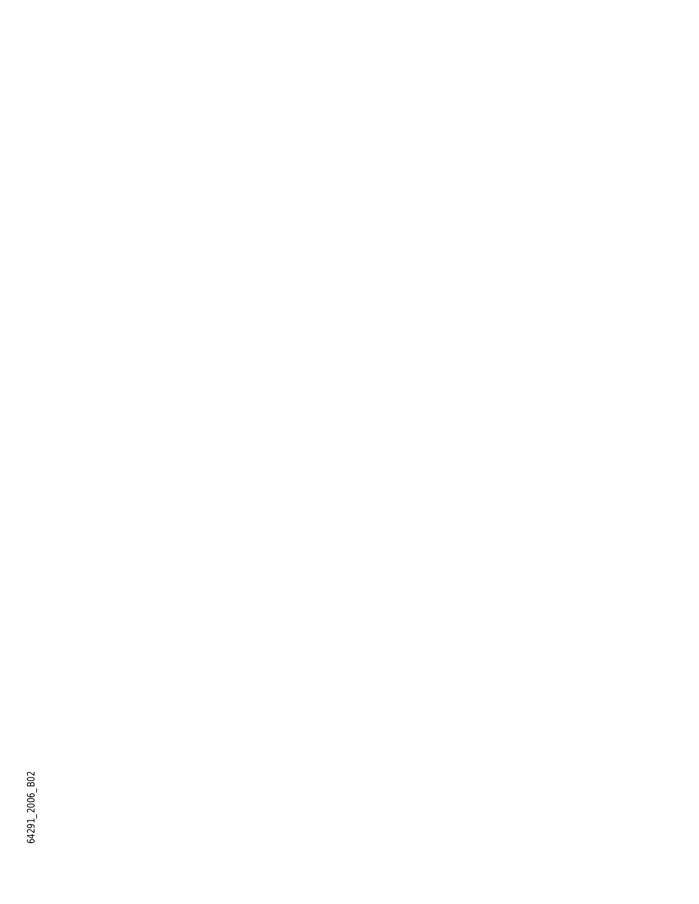64291_2006_B02